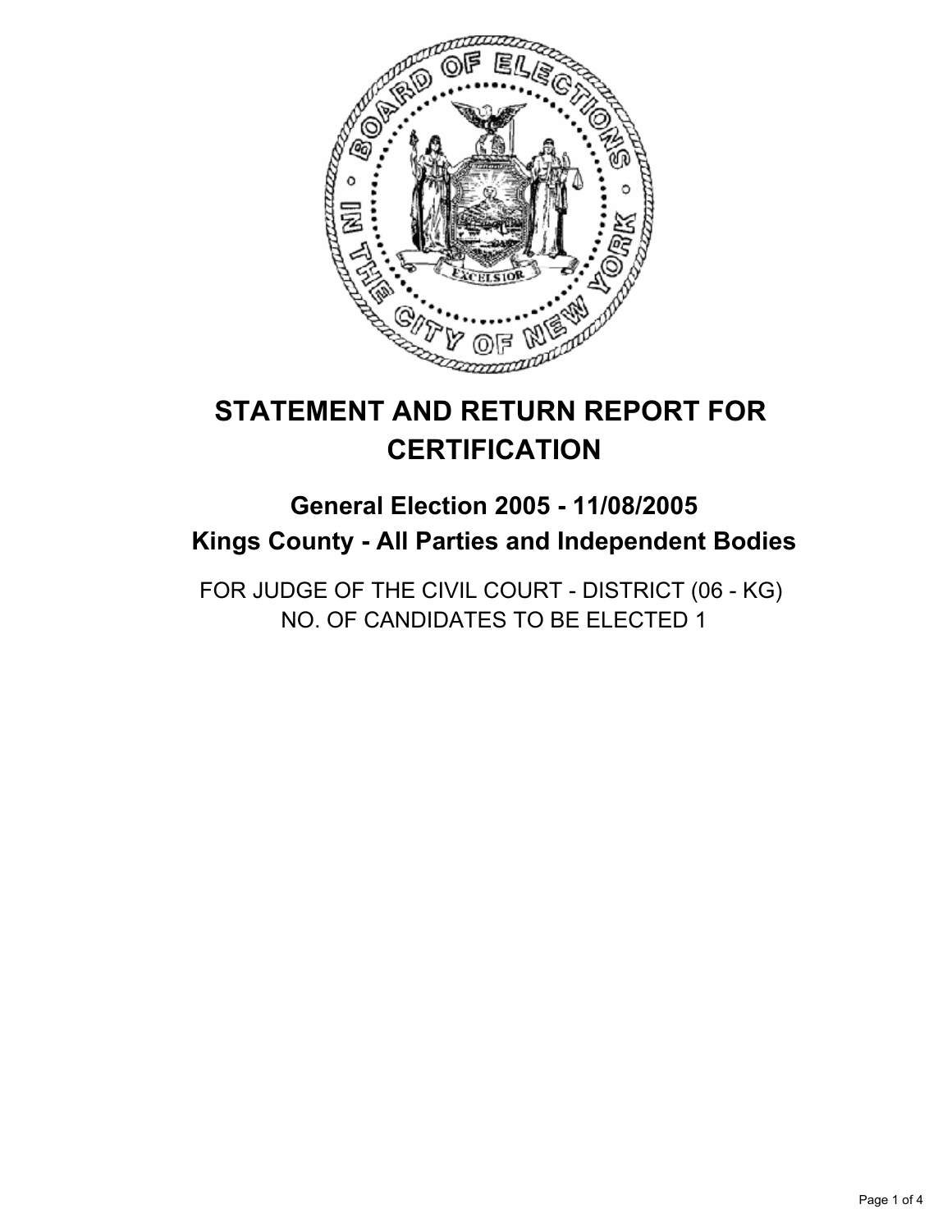# STATEMENT AND RETURN REPORT FOR CERTIFICATION

## General Election 2005 - 11/08/2005
## Kings County - All Parties and Independent Bodies

FOR JUDGE OF THE CIVIL COURT - DISTRICT (06 - KG)
NO. OF CANDIDATES TO BE ELECTED 1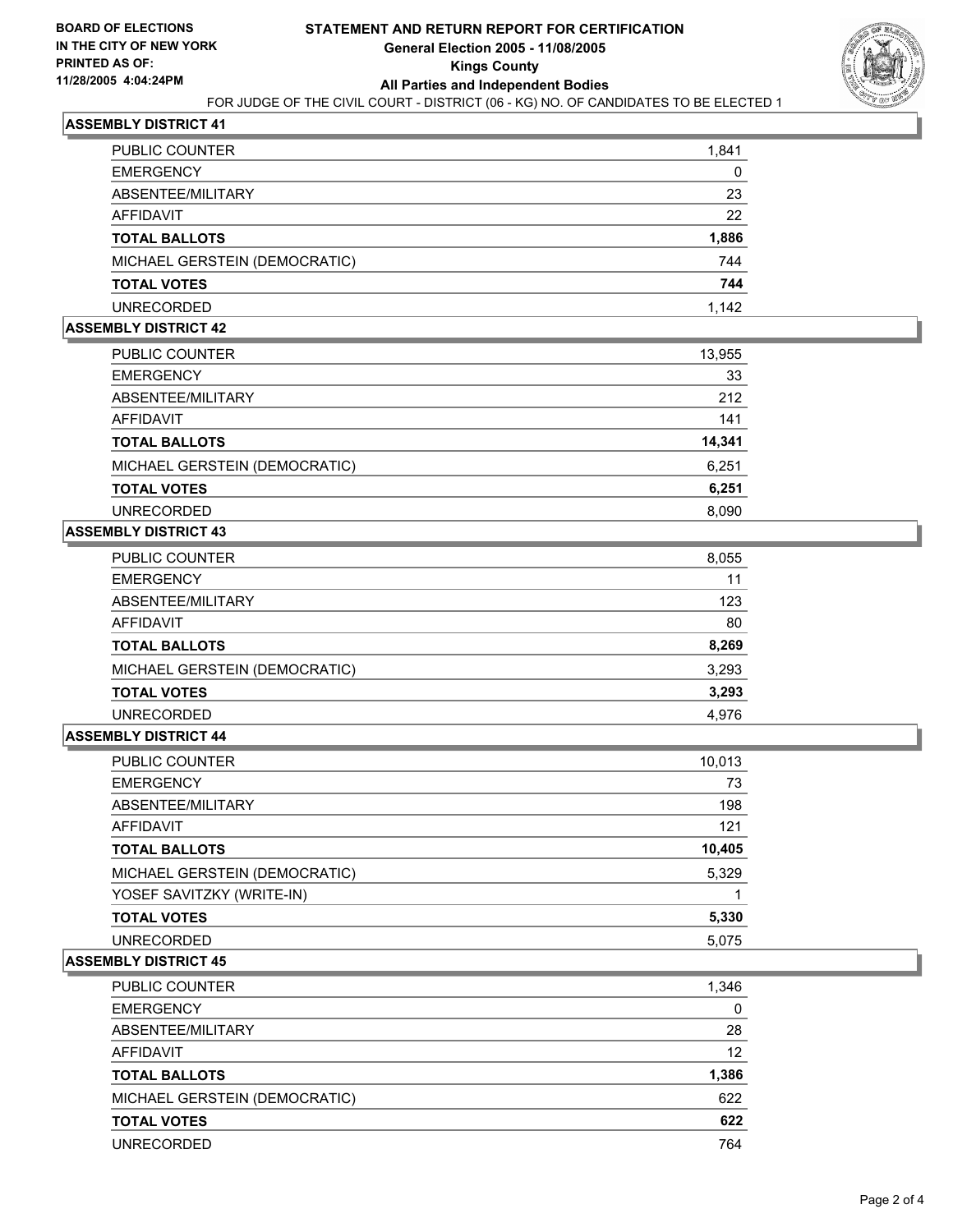**BOARD OF ELECTIONS IN THE CITY OF NEW YORK PRINTED AS OF: 11/28/2005 4:04:24PM**

# STATEMENT AND RETURN REPORT FOR CERTIFICATION

## General Election 2005 - 11/08/2005

## Kings County

## All Parties and Independent Bodies

FOR JUDGE OF THE CIVIL COURT - DISTRICT (06 - KG) NO. OF CANDIDATES TO BE ELECTED 1

### ASSEMBLY DISTRICT 41

| | |
|---|---|
| PUBLIC COUNTER | 1,841 |
| EMERGENCY | 0 |
| ABSENTEE/MILITARY | 23 |
| AFFIDAVIT | 22 |
| **TOTAL BALLOTS** | **1,886** |
| MICHAEL GERSTEIN (DEMOCRATIC) | 744 |
| **TOTAL VOTES** | **744** |
| UNRECORDED | 1,142 |

### ASSEMBLY DISTRICT 42

| | |
|---|---|
| PUBLIC COUNTER | 13,955 |
| EMERGENCY | 33 |
| ABSENTEE/MILITARY | 212 |
| AFFIDAVIT | 141 |
| **TOTAL BALLOTS** | **14,341** |
| MICHAEL GERSTEIN (DEMOCRATIC) | 6,251 |
| **TOTAL VOTES** | **6,251** |
| UNRECORDED | 8,090 |

### ASSEMBLY DISTRICT 43

| | |
|---|---|
| PUBLIC COUNTER | 8,055 |
| EMERGENCY | 11 |
| ABSENTEE/MILITARY | 123 |
| AFFIDAVIT | 80 |
| **TOTAL BALLOTS** | **8,269** |
| MICHAEL GERSTEIN (DEMOCRATIC) | 3,293 |
| **TOTAL VOTES** | **3,293** |
| UNRECORDED | 4,976 |

### ASSEMBLY DISTRICT 44

| | |
|---|---|
| PUBLIC COUNTER | 10,013 |
| EMERGENCY | 73 |
| ABSENTEE/MILITARY | 198 |
| AFFIDAVIT | 121 |
| **TOTAL BALLOTS** | **10,405** |
| MICHAEL GERSTEIN (DEMOCRATIC) | 5,329 |
| YOSEF SAVITZKY (WRITE-IN) | 1 |
| **TOTAL VOTES** | **5,330** |
| UNRECORDED | 5,075 |

### ASSEMBLY DISTRICT 45

| | |
|---|---|
| PUBLIC COUNTER | 1,346 |
| EMERGENCY | 0 |
| ABSENTEE/MILITARY | 28 |
| AFFIDAVIT | 12 |
| **TOTAL BALLOTS** | **1,386** |
| MICHAEL GERSTEIN (DEMOCRATIC) | 622 |
| **TOTAL VOTES** | **622** |
| UNRECORDED | 764 |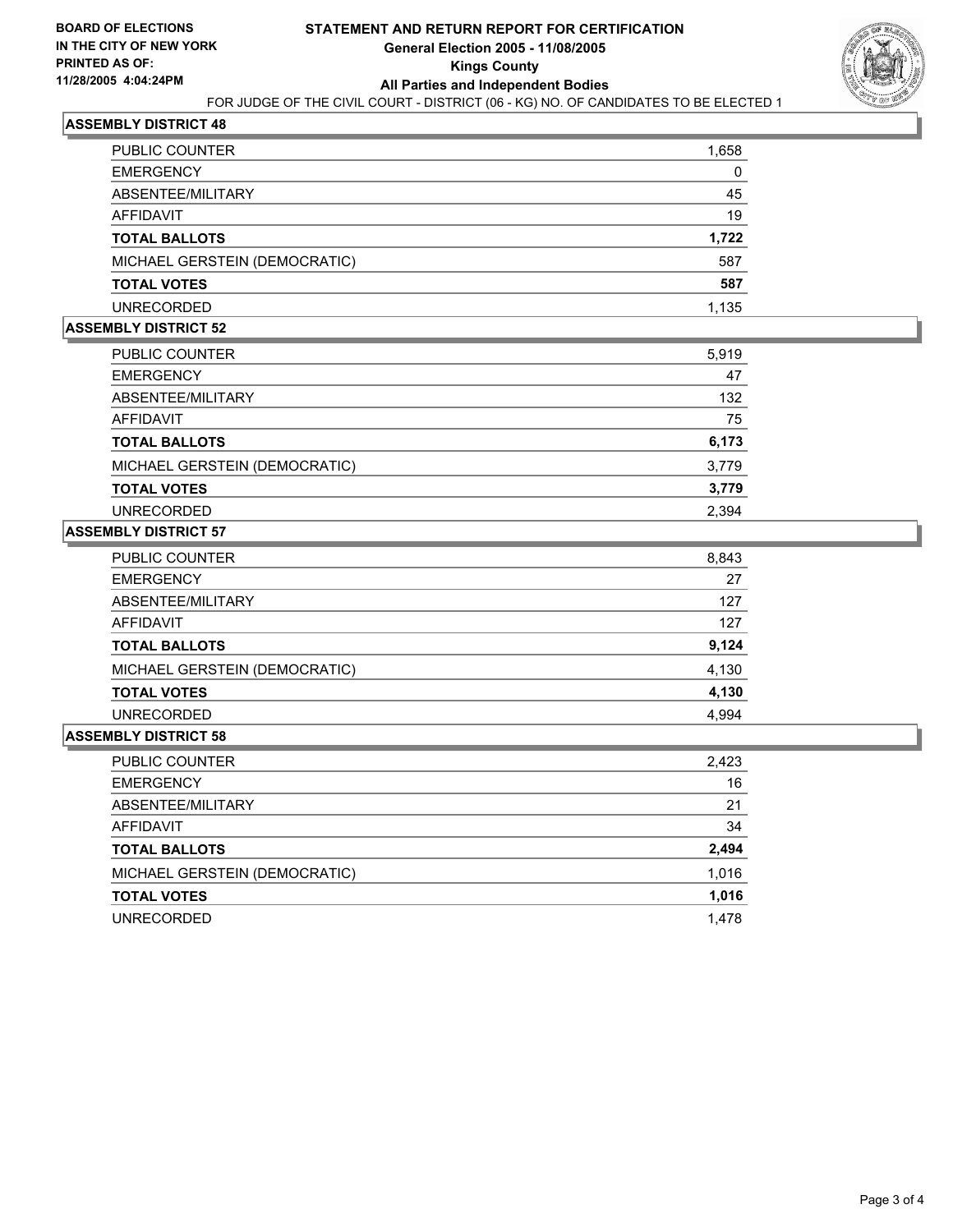**BOARD OF ELECTIONS**
**IN THE CITY OF NEW YORK**
**PRINTED AS OF:**
**11/28/2005 4:04:24PM**

# STATEMENT AND RETURN REPORT FOR CERTIFICATION
## General Election 2005 - 11/08/2005
## Kings County
## All Parties and Independent Bodies

FOR JUDGE OF THE CIVIL COURT - DISTRICT (06 - KG) NO. OF CANDIDATES TO BE ELECTED 1

### ASSEMBLY DISTRICT 48

| | |
|---|---|
| PUBLIC COUNTER | 1,658 |
| EMERGENCY | 0 |
| ABSENTEE/MILITARY | 45 |
| AFFIDAVIT | 19 |
| **TOTAL BALLOTS** | **1,722** |
| MICHAEL GERSTEIN (DEMOCRATIC) | 587 |
| **TOTAL VOTES** | **587** |
| UNRECORDED | 1,135 |

### ASSEMBLY DISTRICT 52

| | |
|---|---|
| PUBLIC COUNTER | 5,919 |
| EMERGENCY | 47 |
| ABSENTEE/MILITARY | 132 |
| AFFIDAVIT | 75 |
| **TOTAL BALLOTS** | **6,173** |
| MICHAEL GERSTEIN (DEMOCRATIC) | 3,779 |
| **TOTAL VOTES** | **3,779** |
| UNRECORDED | 2,394 |

### ASSEMBLY DISTRICT 57

| | |
|---|---|
| PUBLIC COUNTER | 8,843 |
| EMERGENCY | 27 |
| ABSENTEE/MILITARY | 127 |
| AFFIDAVIT | 127 |
| **TOTAL BALLOTS** | **9,124** |
| MICHAEL GERSTEIN (DEMOCRATIC) | 4,130 |
| **TOTAL VOTES** | **4,130** |
| UNRECORDED | 4,994 |

### ASSEMBLY DISTRICT 58

| | |
|---|---|
| PUBLIC COUNTER | 2,423 |
| EMERGENCY | 16 |
| ABSENTEE/MILITARY | 21 |
| AFFIDAVIT | 34 |
| **TOTAL BALLOTS** | **2,494** |
| MICHAEL GERSTEIN (DEMOCRATIC) | 1,016 |
| **TOTAL VOTES** | **1,016** |
| UNRECORDED | 1,478 |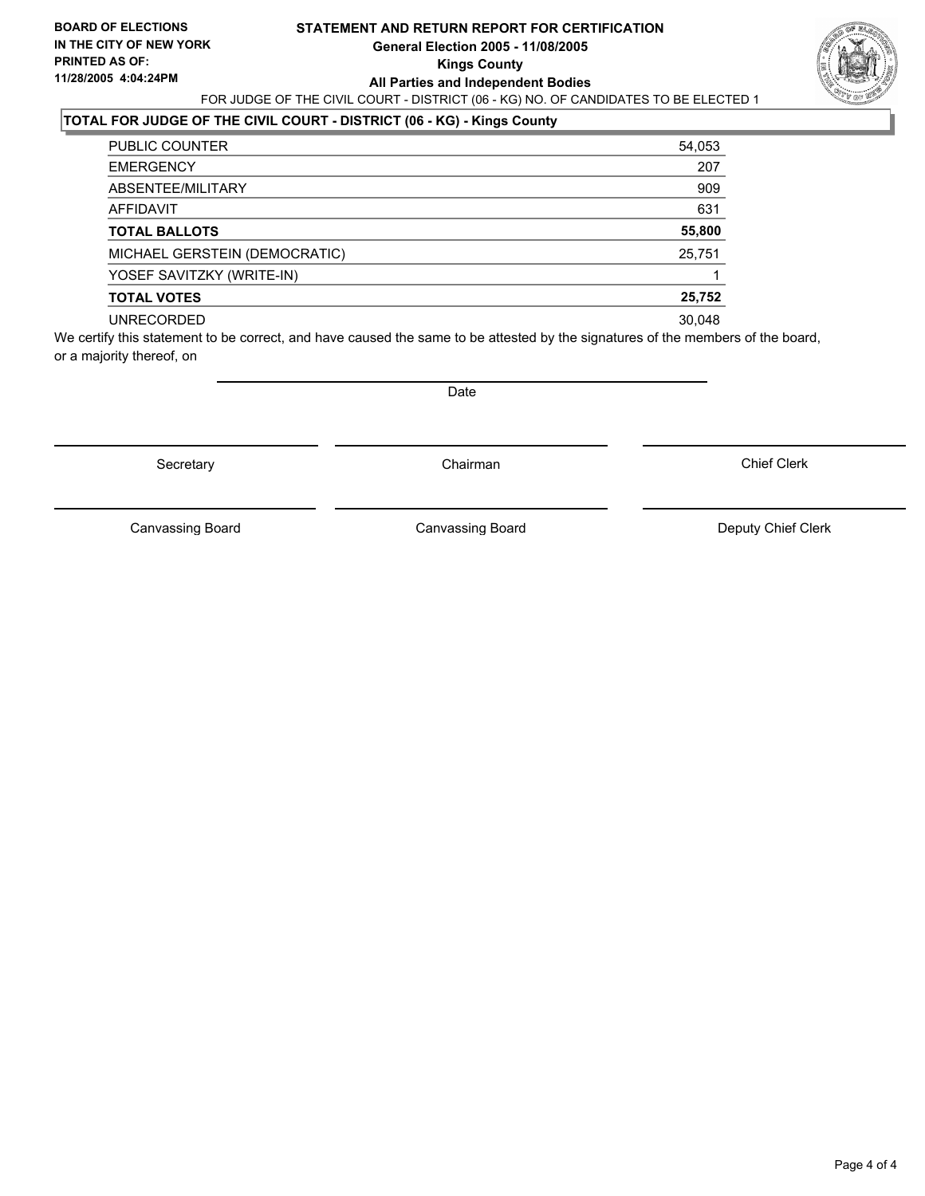**BOARD OF ELECTIONS IN THE CITY OF NEW YORK**
**PRINTED AS OF: 11/28/2005 4:04:24PM**

# STATEMENT AND RETURN REPORT FOR CERTIFICATION
## General Election 2005 - 11/08/2005
## Kings County
## All Parties and Independent Bodies

FOR JUDGE OF THE CIVIL COURT - DISTRICT (06 - KG) NO. OF CANDIDATES TO BE ELECTED 1

### TOTAL FOR JUDGE OF THE CIVIL COURT - DISTRICT (06 - KG) - Kings County

| | |
|---|---|
| PUBLIC COUNTER | 54,053 |
| EMERGENCY | 207 |
| ABSENTEE/MILITARY | 909 |
| AFFIDAVIT | 631 |
| **TOTAL BALLOTS** | **55,800** |
| MICHAEL GERSTEIN (DEMOCRATIC) | 25,751 |
| YOSEF SAVITZKY (WRITE-IN) | 1 |
| **TOTAL VOTES** | **25,752** |
| UNRECORDED | 30,048 |

We certify this statement to be correct, and have caused the same to be attested by the signatures of the members of the board, or a majority thereof, on

Date

Secretary | Chairman | Chief Clerk

Canvassing Board | Canvassing Board | Deputy Chief Clerk